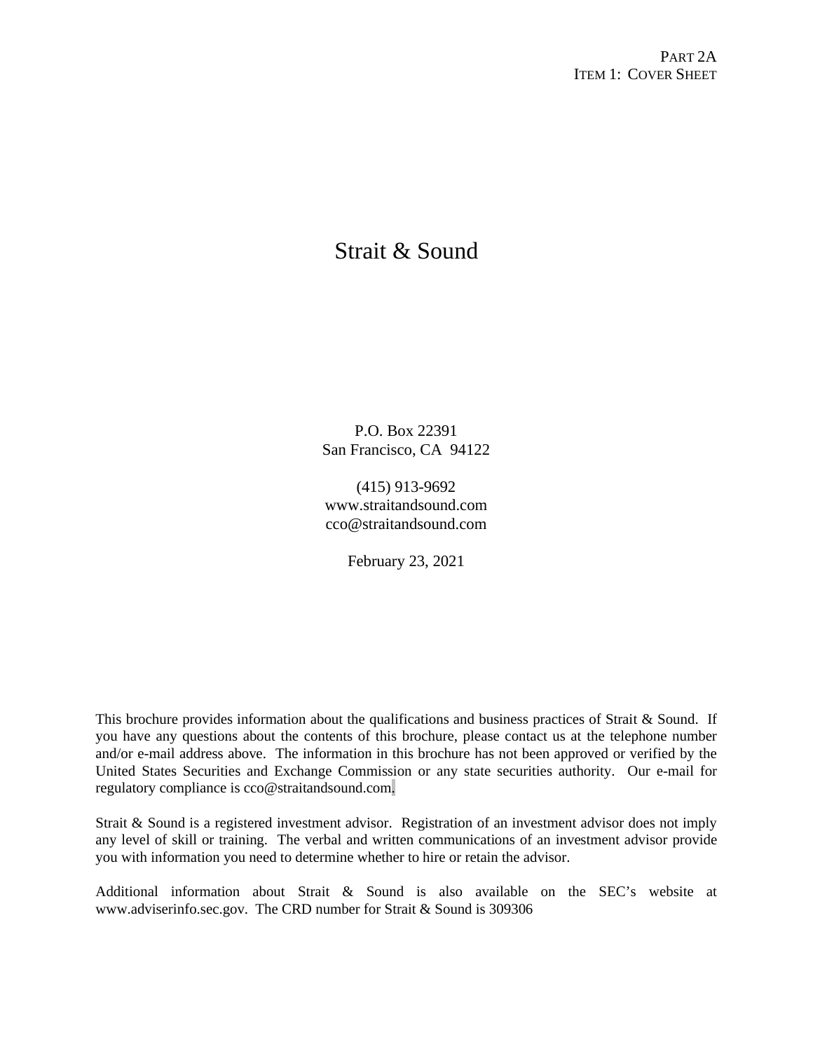PART 2A
ITEM 1: COVER SHEET

# Strait & Sound

P.O. Box 22391
San Francisco, CA 94122

(415) 913-9692
www.straitandsound.com
cco@straitandsound.com

February 23, 2021

This brochure provides information about the qualifications and business practices of Strait & Sound. If you have any questions about the contents of this brochure, please contact us at the telephone number and/or e-mail address above. The information in this brochure has not been approved or verified by the United States Securities and Exchange Commission or any state securities authority. Our e-mail for regulatory compliance is cco@straitandsound.com.

Strait & Sound is a registered investment advisor. Registration of an investment advisor does not imply any level of skill or training. The verbal and written communications of an investment advisor provide you with information you need to determine whether to hire or retain the advisor.

Additional information about Strait & Sound is also available on the SEC's website at www.adviserinfo.sec.gov. The CRD number for Strait & Sound is 309306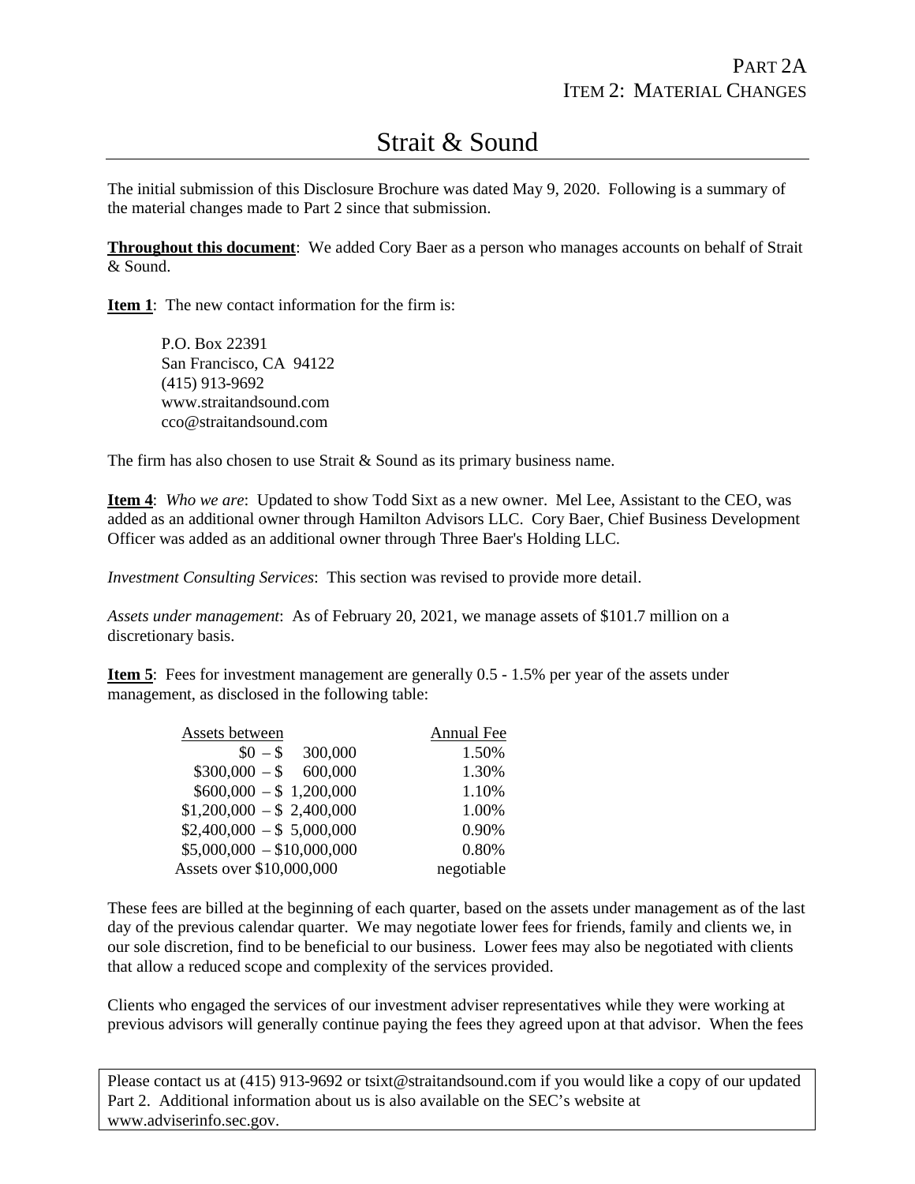# Strait & Sound

The initial submission of this Disclosure Brochure was dated May 9, 2020. Following is a summary of the material changes made to Part 2 since that submission.

**Throughout this document**: We added Cory Baer as a person who manages accounts on behalf of Strait & Sound.

**Item 1**: The new contact information for the firm is:

P.O. Box 22391
San Francisco, CA 94122
(415) 913-9692
www.straitandsound.com
cco@straitandsound.com

The firm has also chosen to use Strait & Sound as its primary business name.

**Item 4**: *Who we are*: Updated to show Todd Sixt as a new owner. Mel Lee, Assistant to the CEO, was added as an additional owner through Hamilton Advisors LLC. Cory Baer, Chief Business Development Officer was added as an additional owner through Three Baer's Holding LLC.

*Investment Consulting Services*: This section was revised to provide more detail.

*Assets under management*: As of February 20, 2021, we manage assets of $101.7 million on a discretionary basis.

**Item 5**: Fees for investment management are generally 0.5 - 1.5% per year of the assets under management, as disclosed in the following table:

| Assets between | Annual Fee |
|---|---|
| $0 – $ 300,000 | 1.50% |
| $300,000 – $ 600,000 | 1.30% |
| $600,000 – $ 1,200,000 | 1.10% |
| $1,200,000 – $ 2,400,000 | 1.00% |
| $2,400,000 – $ 5,000,000 | 0.90% |
| $5,000,000 – $10,000,000 | 0.80% |
| Assets over $10,000,000 | negotiable |

These fees are billed at the beginning of each quarter, based on the assets under management as of the last day of the previous calendar quarter. We may negotiate lower fees for friends, family and clients we, in our sole discretion, find to be beneficial to our business. Lower fees may also be negotiated with clients that allow a reduced scope and complexity of the services provided.

Clients who engaged the services of our investment adviser representatives while they were working at previous advisors will generally continue paying the fees they agreed upon at that advisor. When the fees

Please contact us at (415) 913-9692 or tsixt@straitandsound.com if you would like a copy of our updated Part 2. Additional information about us is also available on the SEC's website at www.adviserinfo.sec.gov.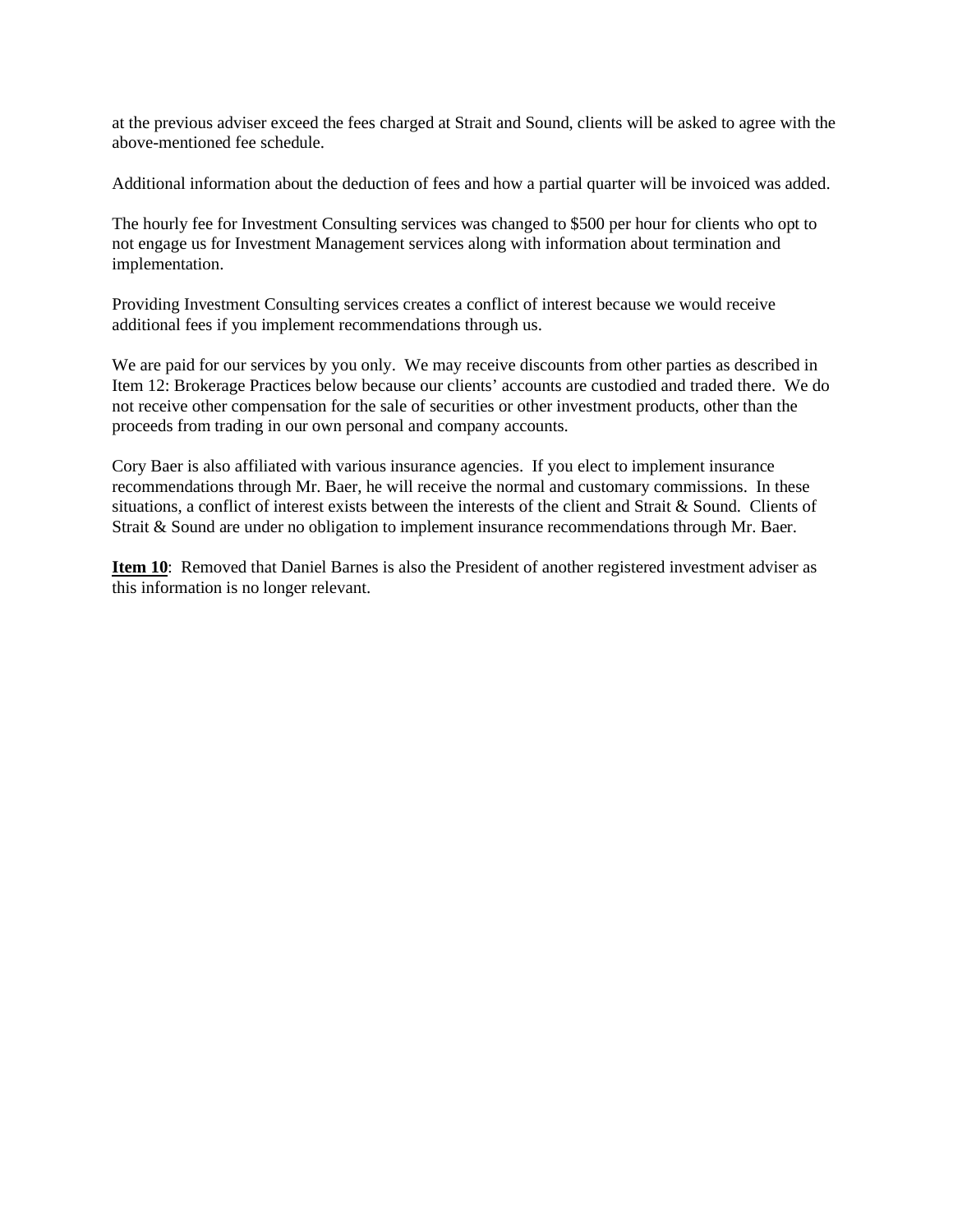at the previous adviser exceed the fees charged at Strait and Sound, clients will be asked to agree with the above-mentioned fee schedule.

Additional information about the deduction of fees and how a partial quarter will be invoiced was added.

The hourly fee for Investment Consulting services was changed to $500 per hour for clients who opt to not engage us for Investment Management services along with information about termination and implementation.

Providing Investment Consulting services creates a conflict of interest because we would receive additional fees if you implement recommendations through us.

We are paid for our services by you only. We may receive discounts from other parties as described in Item 12: Brokerage Practices below because our clients' accounts are custodied and traded there. We do not receive other compensation for the sale of securities or other investment products, other than the proceeds from trading in our own personal and company accounts.

Cory Baer is also affiliated with various insurance agencies. If you elect to implement insurance recommendations through Mr. Baer, he will receive the normal and customary commissions. In these situations, a conflict of interest exists between the interests of the client and Strait & Sound. Clients of Strait & Sound are under no obligation to implement insurance recommendations through Mr. Baer.

**Item 10**: Removed that Daniel Barnes is also the President of another registered investment adviser as this information is no longer relevant.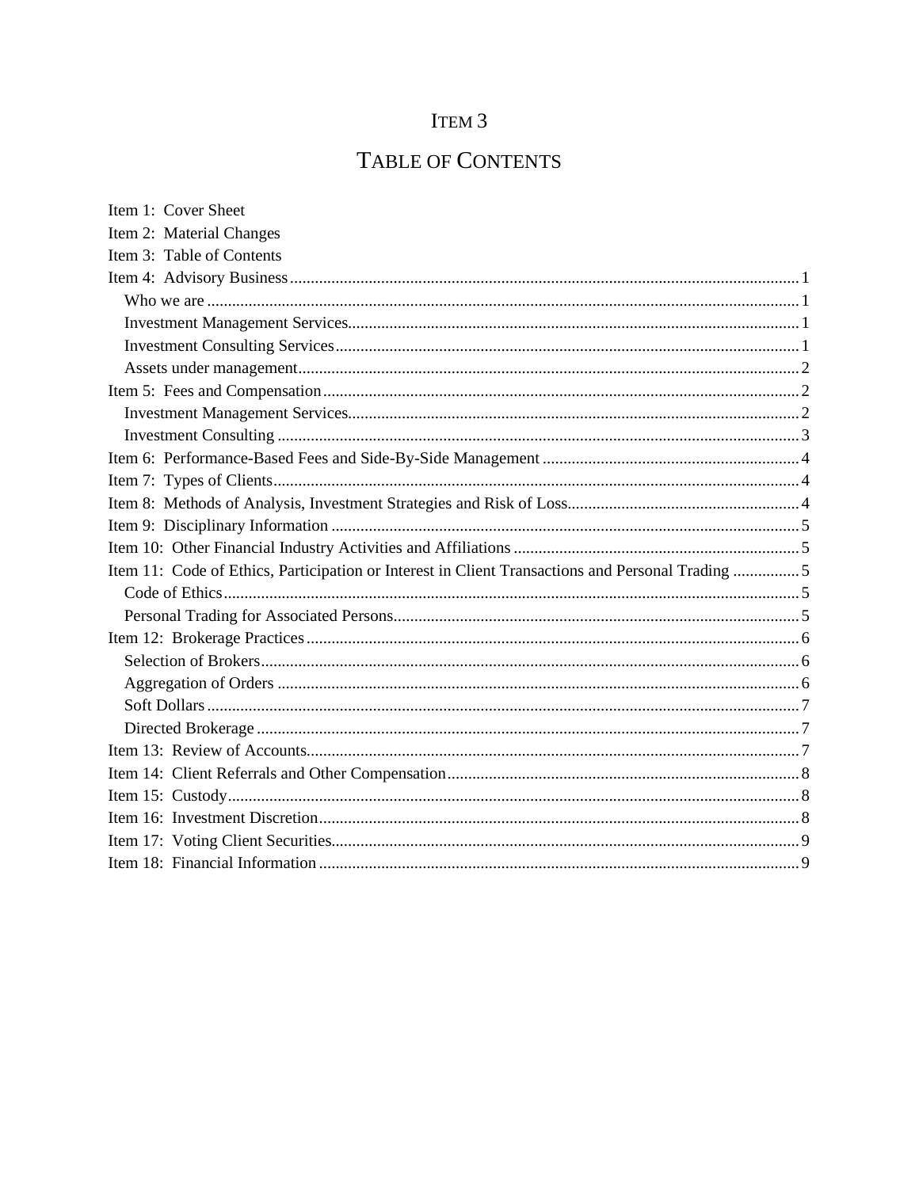# ITEM 3

# TABLE OF CONTENTS

Item 1: Cover Sheet
Item 2: Material Changes
Item 3: Table of Contents
Item 4: Advisory Business ........................................................ 1
  Who we are ........................................................ 1
  Investment Management Services ........................................................ 1
  Investment Consulting Services ........................................................ 1
  Assets under management ........................................................ 2
Item 5: Fees and Compensation ........................................................ 2
  Investment Management Services ........................................................ 2
  Investment Consulting ........................................................ 3
Item 6: Performance-Based Fees and Side-By-Side Management ........................................................ 4
Item 7: Types of Clients ........................................................ 4
Item 8: Methods of Analysis, Investment Strategies and Risk of Loss ........................................................ 4
Item 9: Disciplinary Information ........................................................ 5
Item 10: Other Financial Industry Activities and Affiliations ........................................................ 5
Item 11: Code of Ethics, Participation or Interest in Client Transactions and Personal Trading ........................................................ 5
  Code of Ethics ........................................................ 5
  Personal Trading for Associated Persons ........................................................ 5
Item 12: Brokerage Practices ........................................................ 6
  Selection of Brokers ........................................................ 6
  Aggregation of Orders ........................................................ 6
  Soft Dollars ........................................................ 7
  Directed Brokerage ........................................................ 7
Item 13: Review of Accounts ........................................................ 7
Item 14: Client Referrals and Other Compensation ........................................................ 8
Item 15: Custody ........................................................ 8
Item 16: Investment Discretion ........................................................ 8
Item 17: Voting Client Securities ........................................................ 9
Item 18: Financial Information ........................................................ 9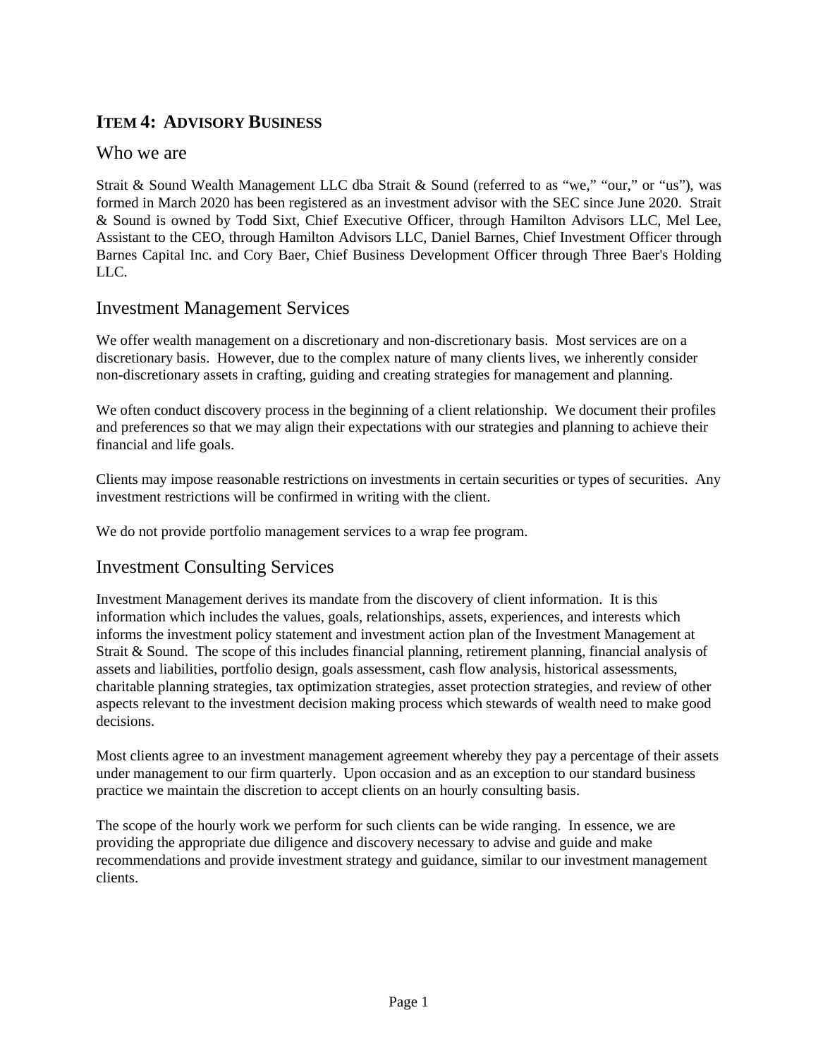## ITEM 4: ADVISORY BUSINESS

### Who we are

Strait & Sound Wealth Management LLC dba Strait & Sound (referred to as "we," "our," or "us"), was formed in March 2020 has been registered as an investment advisor with the SEC since June 2020. Strait & Sound is owned by Todd Sixt, Chief Executive Officer, through Hamilton Advisors LLC, Mel Lee, Assistant to the CEO, through Hamilton Advisors LLC, Daniel Barnes, Chief Investment Officer through Barnes Capital Inc. and Cory Baer, Chief Business Development Officer through Three Baer's Holding LLC.

### Investment Management Services

We offer wealth management on a discretionary and non-discretionary basis. Most services are on a discretionary basis. However, due to the complex nature of many clients lives, we inherently consider non-discretionary assets in crafting, guiding and creating strategies for management and planning.

We often conduct discovery process in the beginning of a client relationship. We document their profiles and preferences so that we may align their expectations with our strategies and planning to achieve their financial and life goals.

Clients may impose reasonable restrictions on investments in certain securities or types of securities. Any investment restrictions will be confirmed in writing with the client.

We do not provide portfolio management services to a wrap fee program.

### Investment Consulting Services

Investment Management derives its mandate from the discovery of client information. It is this information which includes the values, goals, relationships, assets, experiences, and interests which informs the investment policy statement and investment action plan of the Investment Management at Strait & Sound. The scope of this includes financial planning, retirement planning, financial analysis of assets and liabilities, portfolio design, goals assessment, cash flow analysis, historical assessments, charitable planning strategies, tax optimization strategies, asset protection strategies, and review of other aspects relevant to the investment decision making process which stewards of wealth need to make good decisions.

Most clients agree to an investment management agreement whereby they pay a percentage of their assets under management to our firm quarterly. Upon occasion and as an exception to our standard business practice we maintain the discretion to accept clients on an hourly consulting basis.

The scope of the hourly work we perform for such clients can be wide ranging. In essence, we are providing the appropriate due diligence and discovery necessary to advise and guide and make recommendations and provide investment strategy and guidance, similar to our investment management clients.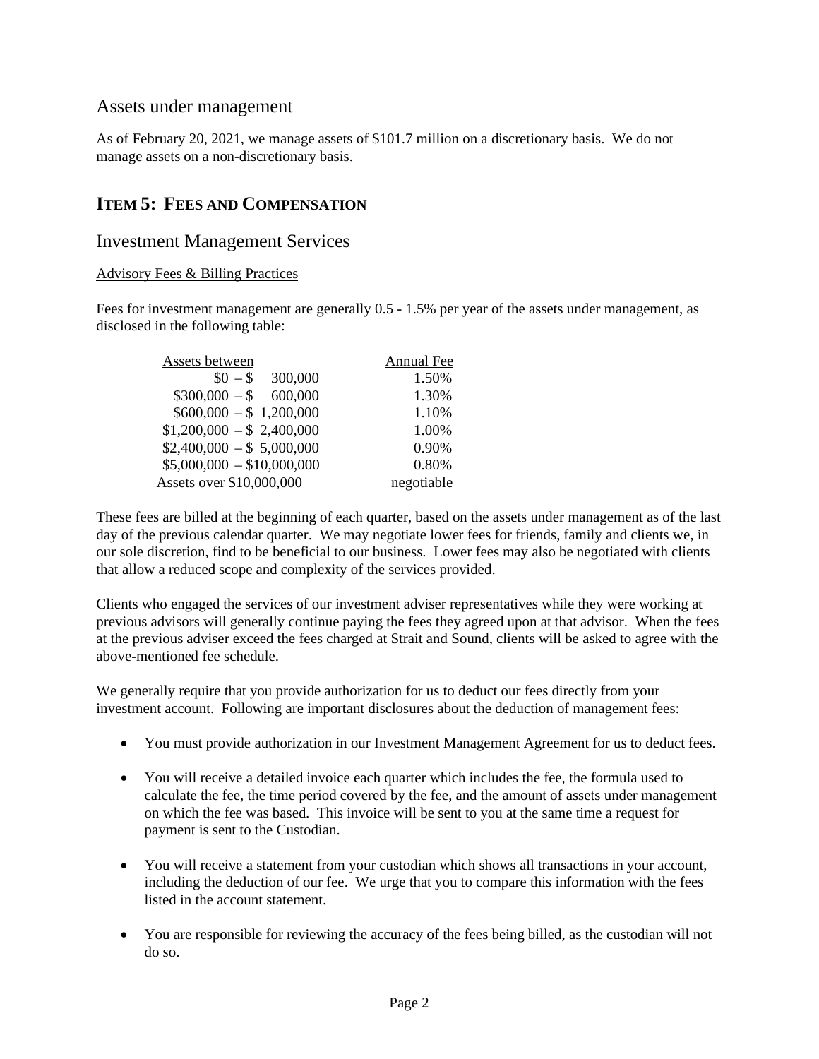## Assets under management

As of February 20, 2021, we manage assets of $101.7 million on a discretionary basis. We do not manage assets on a non-discretionary basis.

# ITEM 5: FEES AND COMPENSATION

## Investment Management Services

### Advisory Fees & Billing Practices

Fees for investment management are generally 0.5 - 1.5% per year of the assets under management, as disclosed in the following table:

| Assets between | Annual Fee |
|---|---|
| $0 – $ 300,000 | 1.50% |
| $300,000 – $ 600,000 | 1.30% |
| $600,000 – $ 1,200,000 | 1.10% |
| $1,200,000 – $ 2,400,000 | 1.00% |
| $2,400,000 – $ 5,000,000 | 0.90% |
| $5,000,000 – $10,000,000 | 0.80% |
| Assets over $10,000,000 | negotiable |

These fees are billed at the beginning of each quarter, based on the assets under management as of the last day of the previous calendar quarter. We may negotiate lower fees for friends, family and clients we, in our sole discretion, find to be beneficial to our business. Lower fees may also be negotiated with clients that allow a reduced scope and complexity of the services provided.

Clients who engaged the services of our investment adviser representatives while they were working at previous advisors will generally continue paying the fees they agreed upon at that advisor. When the fees at the previous adviser exceed the fees charged at Strait and Sound, clients will be asked to agree with the above-mentioned fee schedule.

We generally require that you provide authorization for us to deduct our fees directly from your investment account. Following are important disclosures about the deduction of management fees:

- You must provide authorization in our Investment Management Agreement for us to deduct fees.
- You will receive a detailed invoice each quarter which includes the fee, the formula used to calculate the fee, the time period covered by the fee, and the amount of assets under management on which the fee was based. This invoice will be sent to you at the same time a request for payment is sent to the Custodian.
- You will receive a statement from your custodian which shows all transactions in your account, including the deduction of our fee. We urge that you to compare this information with the fees listed in the account statement.
- You are responsible for reviewing the accuracy of the fees being billed, as the custodian will not do so.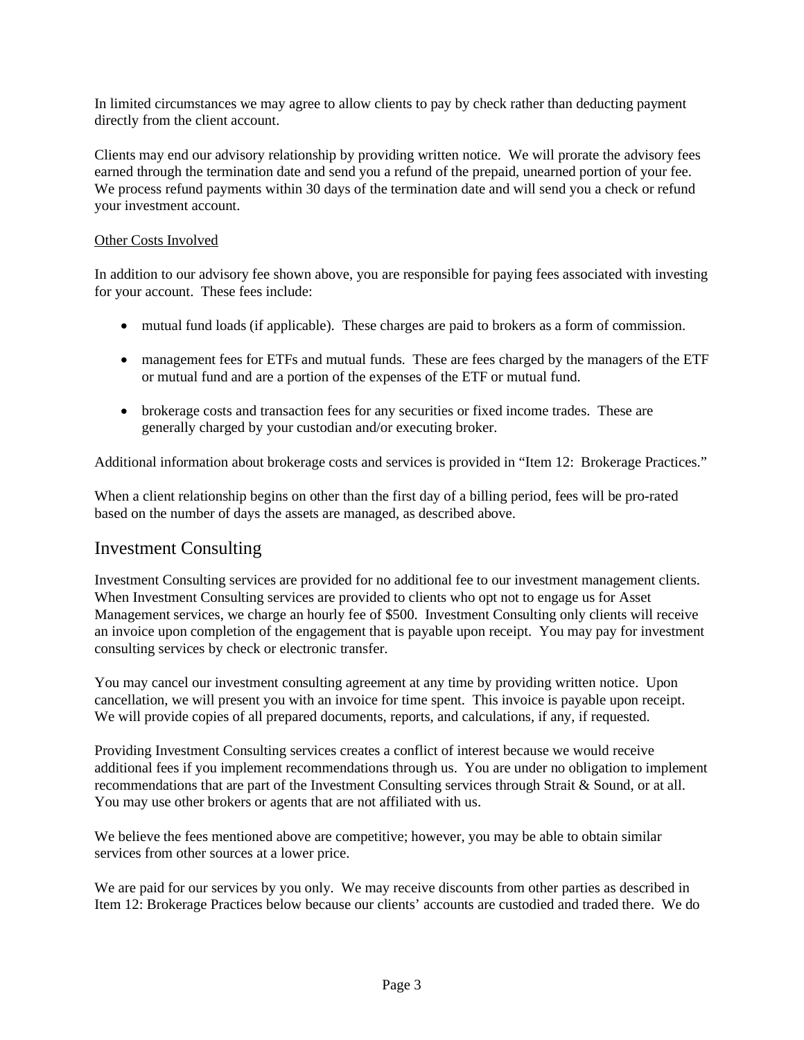In limited circumstances we may agree to allow clients to pay by check rather than deducting payment directly from the client account.

Clients may end our advisory relationship by providing written notice. We will prorate the advisory fees earned through the termination date and send you a refund of the prepaid, unearned portion of your fee. We process refund payments within 30 days of the termination date and will send you a check or refund your investment account.

Other Costs Involved

In addition to our advisory fee shown above, you are responsible for paying fees associated with investing for your account. These fees include:

- mutual fund loads (if applicable). These charges are paid to brokers as a form of commission.
- management fees for ETFs and mutual funds. These are fees charged by the managers of the ETF or mutual fund and are a portion of the expenses of the ETF or mutual fund.
- brokerage costs and transaction fees for any securities or fixed income trades. These are generally charged by your custodian and/or executing broker.

Additional information about brokerage costs and services is provided in "Item 12: Brokerage Practices."

When a client relationship begins on other than the first day of a billing period, fees will be pro-rated based on the number of days the assets are managed, as described above.

## Investment Consulting

Investment Consulting services are provided for no additional fee to our investment management clients. When Investment Consulting services are provided to clients who opt not to engage us for Asset Management services, we charge an hourly fee of $500. Investment Consulting only clients will receive an invoice upon completion of the engagement that is payable upon receipt. You may pay for investment consulting services by check or electronic transfer.

You may cancel our investment consulting agreement at any time by providing written notice. Upon cancellation, we will present you with an invoice for time spent. This invoice is payable upon receipt. We will provide copies of all prepared documents, reports, and calculations, if any, if requested.

Providing Investment Consulting services creates a conflict of interest because we would receive additional fees if you implement recommendations through us. You are under no obligation to implement recommendations that are part of the Investment Consulting services through Strait & Sound, or at all. You may use other brokers or agents that are not affiliated with us.

We believe the fees mentioned above are competitive; however, you may be able to obtain similar services from other sources at a lower price.

We are paid for our services by you only. We may receive discounts from other parties as described in Item 12: Brokerage Practices below because our clients' accounts are custodied and traded there. We do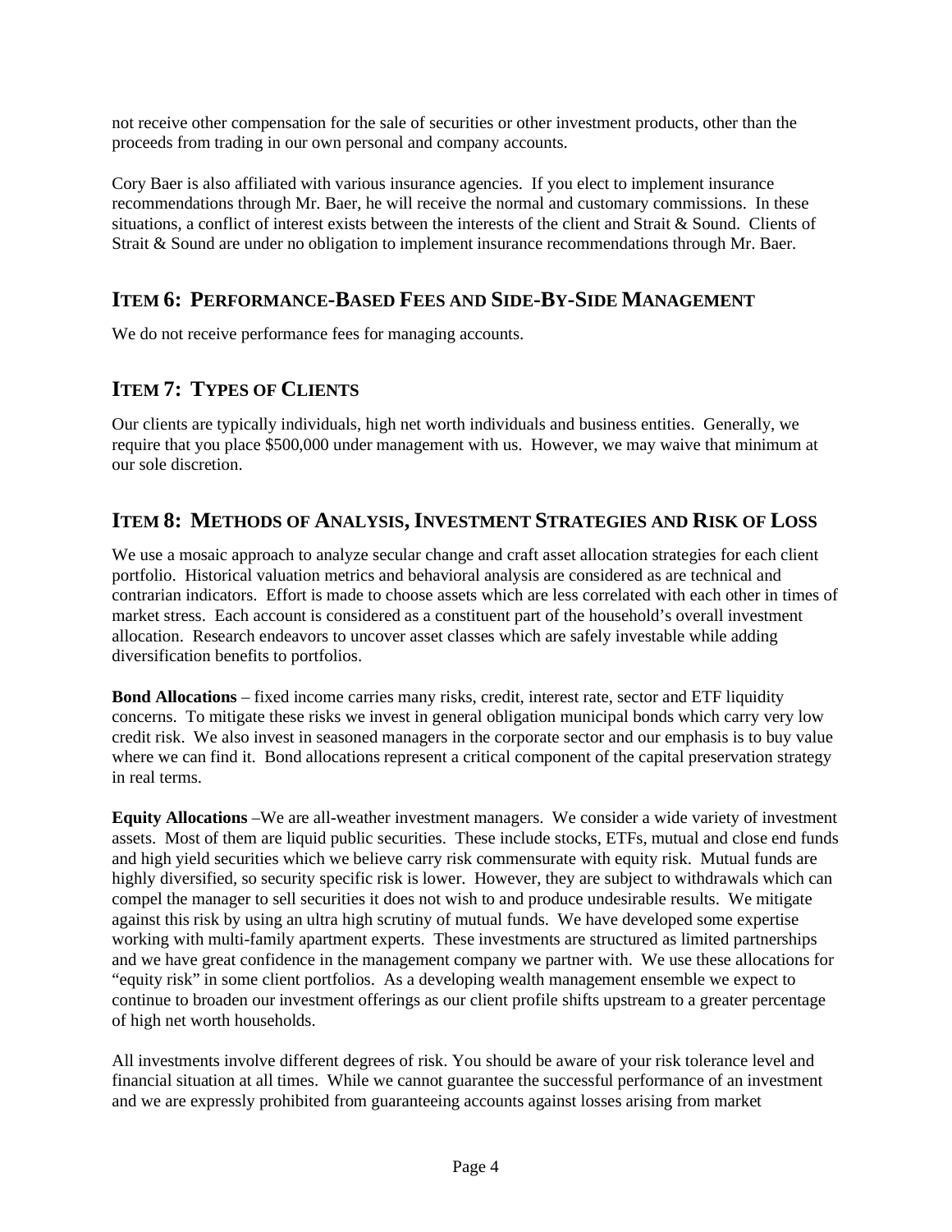not receive other compensation for the sale of securities or other investment products, other than the proceeds from trading in our own personal and company accounts.

Cory Baer is also affiliated with various insurance agencies. If you elect to implement insurance recommendations through Mr. Baer, he will receive the normal and customary commissions. In these situations, a conflict of interest exists between the interests of the client and Strait & Sound. Clients of Strait & Sound are under no obligation to implement insurance recommendations through Mr. Baer.

## Item 6: Performance-Based Fees and Side-By-Side Management

We do not receive performance fees for managing accounts.

## Item 7: Types of Clients

Our clients are typically individuals, high net worth individuals and business entities. Generally, we require that you place $500,000 under management with us. However, we may waive that minimum at our sole discretion.

## Item 8: Methods of Analysis, Investment Strategies and Risk of Loss

We use a mosaic approach to analyze secular change and craft asset allocation strategies for each client portfolio. Historical valuation metrics and behavioral analysis are considered as are technical and contrarian indicators. Effort is made to choose assets which are less correlated with each other in times of market stress. Each account is considered as a constituent part of the household's overall investment allocation. Research endeavors to uncover asset classes which are safely investable while adding diversification benefits to portfolios.

**Bond Allocations** – fixed income carries many risks, credit, interest rate, sector and ETF liquidity concerns. To mitigate these risks we invest in general obligation municipal bonds which carry very low credit risk. We also invest in seasoned managers in the corporate sector and our emphasis is to buy value where we can find it. Bond allocations represent a critical component of the capital preservation strategy in real terms.

**Equity Allocations** –We are all-weather investment managers. We consider a wide variety of investment assets. Most of them are liquid public securities. These include stocks, ETFs, mutual and close end funds and high yield securities which we believe carry risk commensurate with equity risk. Mutual funds are highly diversified, so security specific risk is lower. However, they are subject to withdrawals which can compel the manager to sell securities it does not wish to and produce undesirable results. We mitigate against this risk by using an ultra high scrutiny of mutual funds. We have developed some expertise working with multi-family apartment experts. These investments are structured as limited partnerships and we have great confidence in the management company we partner with. We use these allocations for "equity risk" in some client portfolios. As a developing wealth management ensemble we expect to continue to broaden our investment offerings as our client profile shifts upstream to a greater percentage of high net worth households.

All investments involve different degrees of risk. You should be aware of your risk tolerance level and financial situation at all times. While we cannot guarantee the successful performance of an investment and we are expressly prohibited from guaranteeing accounts against losses arising from market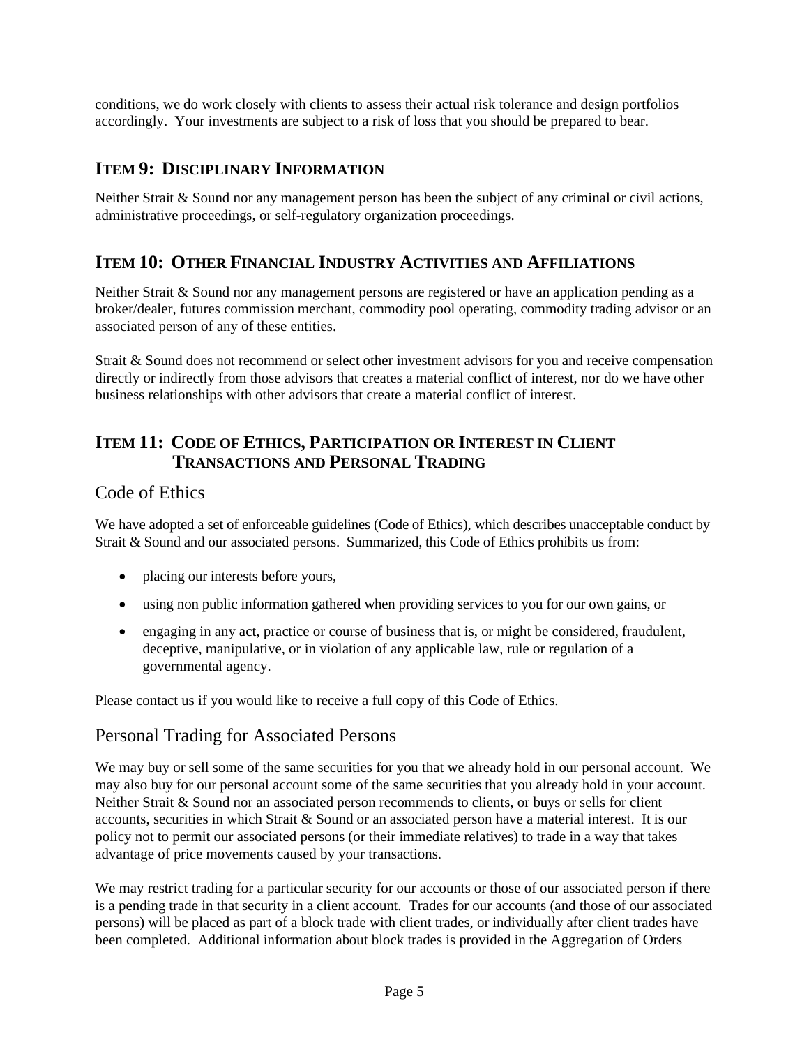conditions, we do work closely with clients to assess their actual risk tolerance and design portfolios accordingly. Your investments are subject to a risk of loss that you should be prepared to bear.

## ITEM 9: DISCIPLINARY INFORMATION

Neither Strait & Sound nor any management person has been the subject of any criminal or civil actions, administrative proceedings, or self-regulatory organization proceedings.

## ITEM 10: OTHER FINANCIAL INDUSTRY ACTIVITIES AND AFFILIATIONS

Neither Strait & Sound nor any management persons are registered or have an application pending as a broker/dealer, futures commission merchant, commodity pool operating, commodity trading advisor or an associated person of any of these entities.

Strait & Sound does not recommend or select other investment advisors for you and receive compensation directly or indirectly from those advisors that creates a material conflict of interest, nor do we have other business relationships with other advisors that create a material conflict of interest.

## ITEM 11: CODE OF ETHICS, PARTICIPATION OR INTEREST IN CLIENT TRANSACTIONS AND PERSONAL TRADING

### Code of Ethics

We have adopted a set of enforceable guidelines (Code of Ethics), which describes unacceptable conduct by Strait & Sound and our associated persons. Summarized, this Code of Ethics prohibits us from:

- placing our interests before yours,
- using non public information gathered when providing services to you for our own gains, or
- engaging in any act, practice or course of business that is, or might be considered, fraudulent, deceptive, manipulative, or in violation of any applicable law, rule or regulation of a governmental agency.

Please contact us if you would like to receive a full copy of this Code of Ethics.

### Personal Trading for Associated Persons

We may buy or sell some of the same securities for you that we already hold in our personal account. We may also buy for our personal account some of the same securities that you already hold in your account. Neither Strait & Sound nor an associated person recommends to clients, or buys or sells for client accounts, securities in which Strait & Sound or an associated person have a material interest. It is our policy not to permit our associated persons (or their immediate relatives) to trade in a way that takes advantage of price movements caused by your transactions.

We may restrict trading for a particular security for our accounts or those of our associated person if there is a pending trade in that security in a client account. Trades for our accounts (and those of our associated persons) will be placed as part of a block trade with client trades, or individually after client trades have been completed. Additional information about block trades is provided in the Aggregation of Orders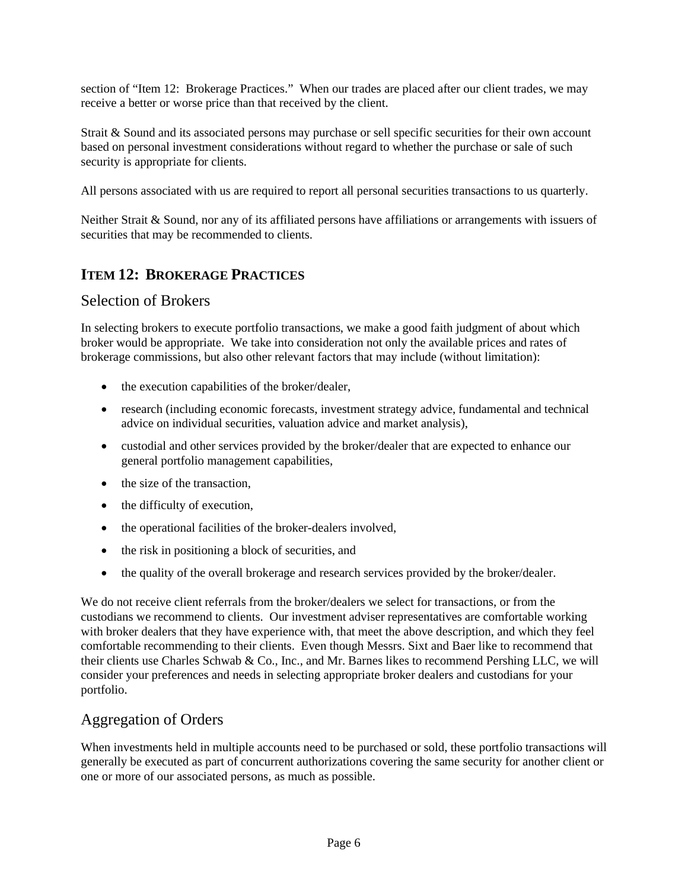section of "Item 12: Brokerage Practices." When our trades are placed after our client trades, we may receive a better or worse price than that received by the client.

Strait & Sound and its associated persons may purchase or sell specific securities for their own account based on personal investment considerations without regard to whether the purchase or sale of such security is appropriate for clients.

All persons associated with us are required to report all personal securities transactions to us quarterly.

Neither Strait & Sound, nor any of its affiliated persons have affiliations or arrangements with issuers of securities that may be recommended to clients.

## ITEM 12: BROKERAGE PRACTICES

### Selection of Brokers

In selecting brokers to execute portfolio transactions, we make a good faith judgment of about which broker would be appropriate. We take into consideration not only the available prices and rates of brokerage commissions, but also other relevant factors that may include (without limitation):

- the execution capabilities of the broker/dealer,
- research (including economic forecasts, investment strategy advice, fundamental and technical advice on individual securities, valuation advice and market analysis),
- custodial and other services provided by the broker/dealer that are expected to enhance our general portfolio management capabilities,
- the size of the transaction,
- the difficulty of execution,
- the operational facilities of the broker-dealers involved,
- the risk in positioning a block of securities, and
- the quality of the overall brokerage and research services provided by the broker/dealer.

We do not receive client referrals from the broker/dealers we select for transactions, or from the custodians we recommend to clients. Our investment adviser representatives are comfortable working with broker dealers that they have experience with, that meet the above description, and which they feel comfortable recommending to their clients. Even though Messrs. Sixt and Baer like to recommend that their clients use Charles Schwab & Co., Inc., and Mr. Barnes likes to recommend Pershing LLC, we will consider your preferences and needs in selecting appropriate broker dealers and custodians for your portfolio.

### Aggregation of Orders

When investments held in multiple accounts need to be purchased or sold, these portfolio transactions will generally be executed as part of concurrent authorizations covering the same security for another client or one or more of our associated persons, as much as possible.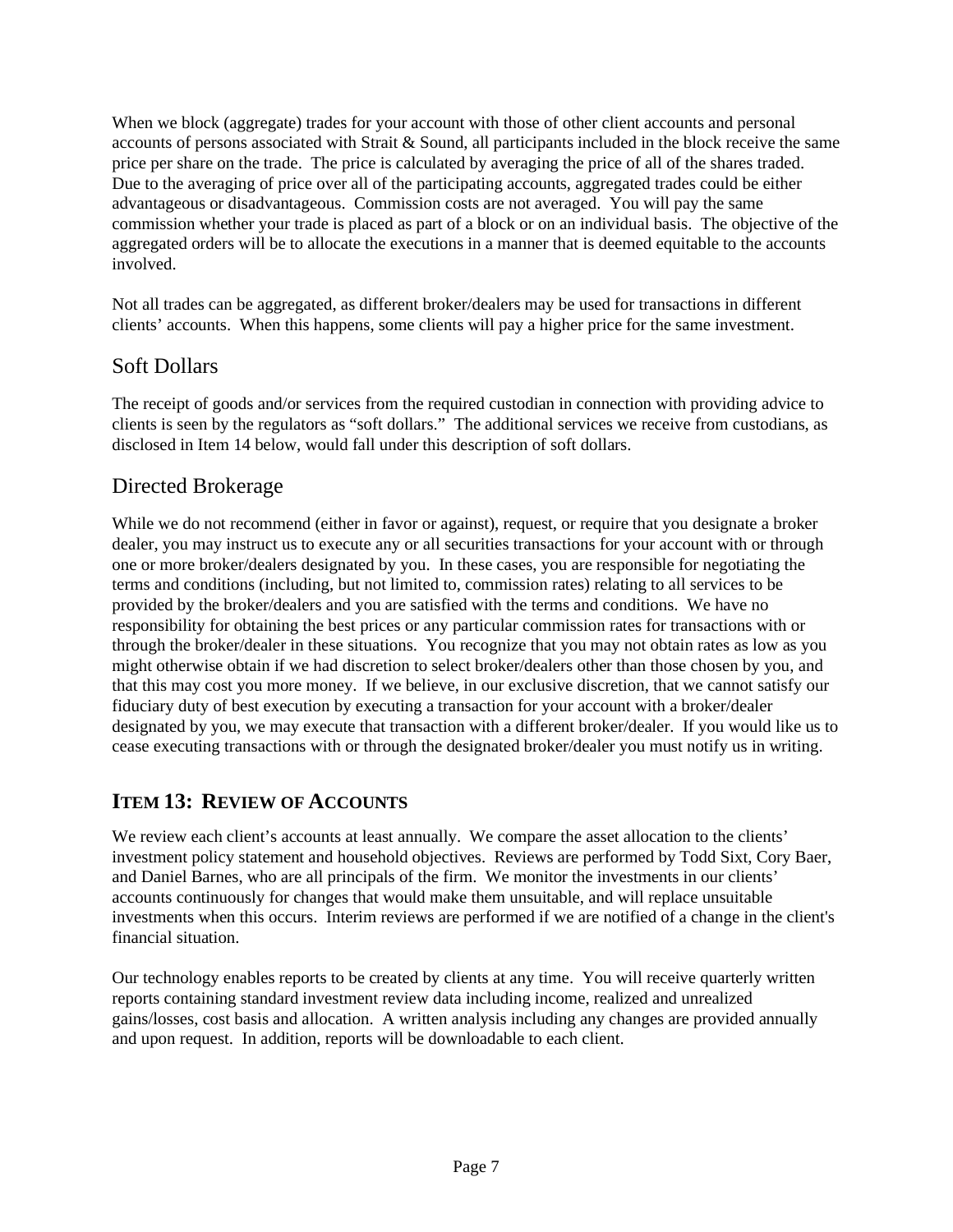When we block (aggregate) trades for your account with those of other client accounts and personal accounts of persons associated with Strait & Sound, all participants included in the block receive the same price per share on the trade. The price is calculated by averaging the price of all of the shares traded. Due to the averaging of price over all of the participating accounts, aggregated trades could be either advantageous or disadvantageous. Commission costs are not averaged. You will pay the same commission whether your trade is placed as part of a block or on an individual basis. The objective of the aggregated orders will be to allocate the executions in a manner that is deemed equitable to the accounts involved.

Not all trades can be aggregated, as different broker/dealers may be used for transactions in different clients' accounts. When this happens, some clients will pay a higher price for the same investment.

### Soft Dollars

The receipt of goods and/or services from the required custodian in connection with providing advice to clients is seen by the regulators as "soft dollars." The additional services we receive from custodians, as disclosed in Item 14 below, would fall under this description of soft dollars.

### Directed Brokerage

While we do not recommend (either in favor or against), request, or require that you designate a broker dealer, you may instruct us to execute any or all securities transactions for your account with or through one or more broker/dealers designated by you. In these cases, you are responsible for negotiating the terms and conditions (including, but not limited to, commission rates) relating to all services to be provided by the broker/dealers and you are satisfied with the terms and conditions. We have no responsibility for obtaining the best prices or any particular commission rates for transactions with or through the broker/dealer in these situations. You recognize that you may not obtain rates as low as you might otherwise obtain if we had discretion to select broker/dealers other than those chosen by you, and that this may cost you more money. If we believe, in our exclusive discretion, that we cannot satisfy our fiduciary duty of best execution by executing a transaction for your account with a broker/dealer designated by you, we may execute that transaction with a different broker/dealer. If you would like us to cease executing transactions with or through the designated broker/dealer you must notify us in writing.

## ITEM 13: REVIEW OF ACCOUNTS

We review each client's accounts at least annually. We compare the asset allocation to the clients' investment policy statement and household objectives. Reviews are performed by Todd Sixt, Cory Baer, and Daniel Barnes, who are all principals of the firm. We monitor the investments in our clients' accounts continuously for changes that would make them unsuitable, and will replace unsuitable investments when this occurs. Interim reviews are performed if we are notified of a change in the client's financial situation.

Our technology enables reports to be created by clients at any time. You will receive quarterly written reports containing standard investment review data including income, realized and unrealized gains/losses, cost basis and allocation. A written analysis including any changes are provided annually and upon request. In addition, reports will be downloadable to each client.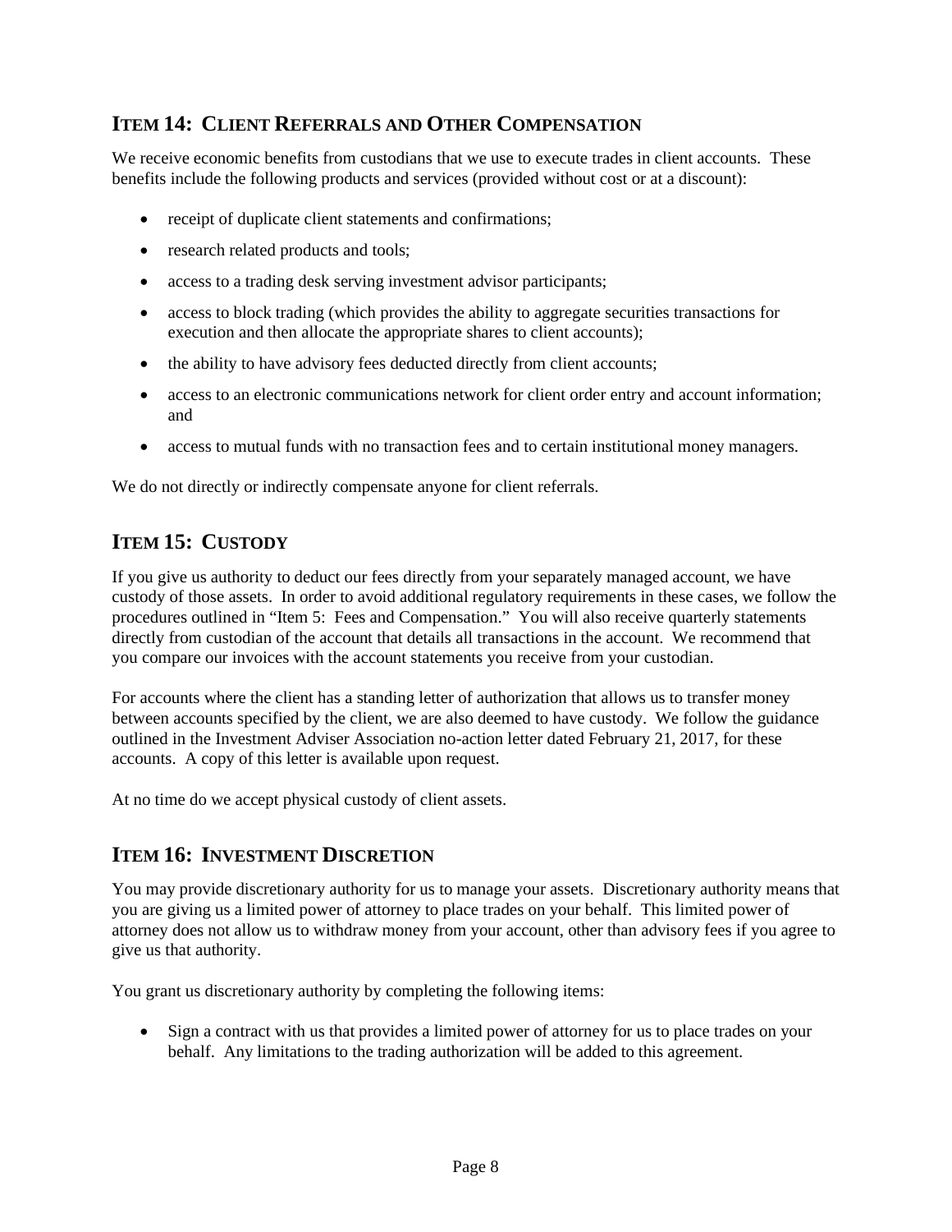## Item 14: Client Referrals and Other Compensation

We receive economic benefits from custodians that we use to execute trades in client accounts. These benefits include the following products and services (provided without cost or at a discount):

- receipt of duplicate client statements and confirmations;
- research related products and tools;
- access to a trading desk serving investment advisor participants;
- access to block trading (which provides the ability to aggregate securities transactions for execution and then allocate the appropriate shares to client accounts);
- the ability to have advisory fees deducted directly from client accounts;
- access to an electronic communications network for client order entry and account information; and
- access to mutual funds with no transaction fees and to certain institutional money managers.

We do not directly or indirectly compensate anyone for client referrals.

## Item 15: Custody

If you give us authority to deduct our fees directly from your separately managed account, we have custody of those assets. In order to avoid additional regulatory requirements in these cases, we follow the procedures outlined in "Item 5: Fees and Compensation." You will also receive quarterly statements directly from custodian of the account that details all transactions in the account. We recommend that you compare our invoices with the account statements you receive from your custodian.

For accounts where the client has a standing letter of authorization that allows us to transfer money between accounts specified by the client, we are also deemed to have custody. We follow the guidance outlined in the Investment Adviser Association no-action letter dated February 21, 2017, for these accounts. A copy of this letter is available upon request.

At no time do we accept physical custody of client assets.

## Item 16: Investment Discretion

You may provide discretionary authority for us to manage your assets. Discretionary authority means that you are giving us a limited power of attorney to place trades on your behalf. This limited power of attorney does not allow us to withdraw money from your account, other than advisory fees if you agree to give us that authority.

You grant us discretionary authority by completing the following items:

- Sign a contract with us that provides a limited power of attorney for us to place trades on your behalf. Any limitations to the trading authorization will be added to this agreement.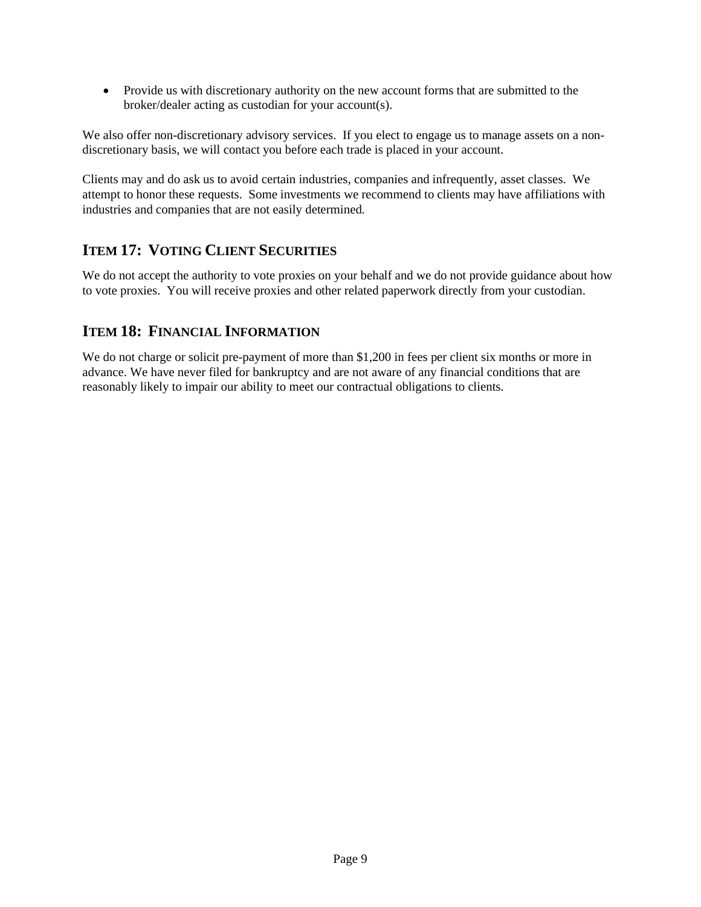- Provide us with discretionary authority on the new account forms that are submitted to the broker/dealer acting as custodian for your account(s).

We also offer non-discretionary advisory services. If you elect to engage us to manage assets on a non-discretionary basis, we will contact you before each trade is placed in your account.

Clients may and do ask us to avoid certain industries, companies and infrequently, asset classes. We attempt to honor these requests. Some investments we recommend to clients may have affiliations with industries and companies that are not easily determined.

## ITEM 17: VOTING CLIENT SECURITIES

We do not accept the authority to vote proxies on your behalf and we do not provide guidance about how to vote proxies. You will receive proxies and other related paperwork directly from your custodian.

## ITEM 18: FINANCIAL INFORMATION

We do not charge or solicit pre-payment of more than $1,200 in fees per client six months or more in advance. We have never filed for bankruptcy and are not aware of any financial conditions that are reasonably likely to impair our ability to meet our contractual obligations to clients.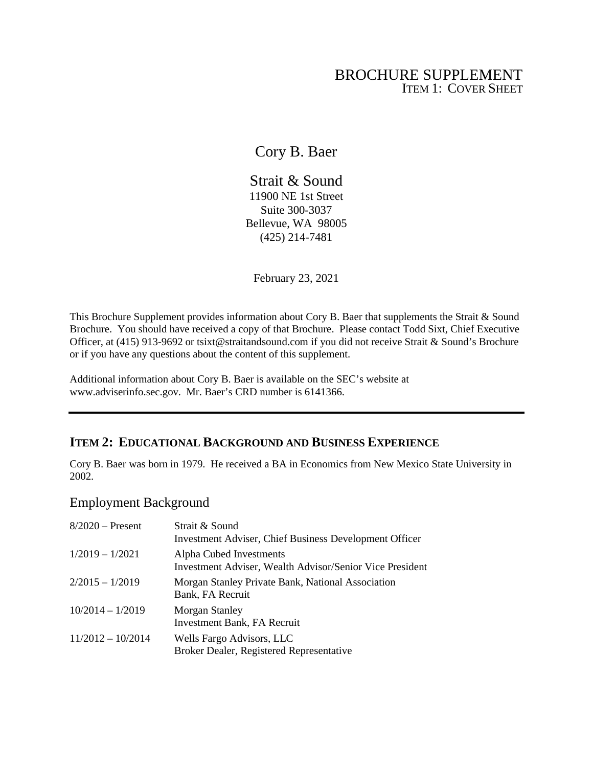# BROCHURE SUPPLEMENT

ITEM 1: COVER SHEET

## Cory B. Baer

## Strait & Sound

11900 NE 1st Street
Suite 300-3037
Bellevue, WA 98005
(425) 214-7481

February 23, 2021

This Brochure Supplement provides information about Cory B. Baer that supplements the Strait & Sound Brochure. You should have received a copy of that Brochure. Please contact Todd Sixt, Chief Executive Officer, at (415) 913-9692 or tsixt@straitandsound.com if you did not receive Strait & Sound's Brochure or if you have any questions about the content of this supplement.

Additional information about Cory B. Baer is available on the SEC's website at www.adviserinfo.sec.gov. Mr. Baer's CRD number is 6141366.

---

## ITEM 2: EDUCATIONAL BACKGROUND AND BUSINESS EXPERIENCE

Cory B. Baer was born in 1979. He received a BA in Economics from New Mexico State University in 2002.

### Employment Background

| | |
|---|---|
| 8/2020 – Present | Strait & Sound<br>Investment Adviser, Chief Business Development Officer |
| 1/2019 – 1/2021 | Alpha Cubed Investments<br>Investment Adviser, Wealth Advisor/Senior Vice President |
| 2/2015 – 1/2019 | Morgan Stanley Private Bank, National Association<br>Bank, FA Recruit |
| 10/2014 – 1/2019 | Morgan Stanley<br>Investment Bank, FA Recruit |
| 11/2012 – 10/2014 | Wells Fargo Advisors, LLC<br>Broker Dealer, Registered Representative |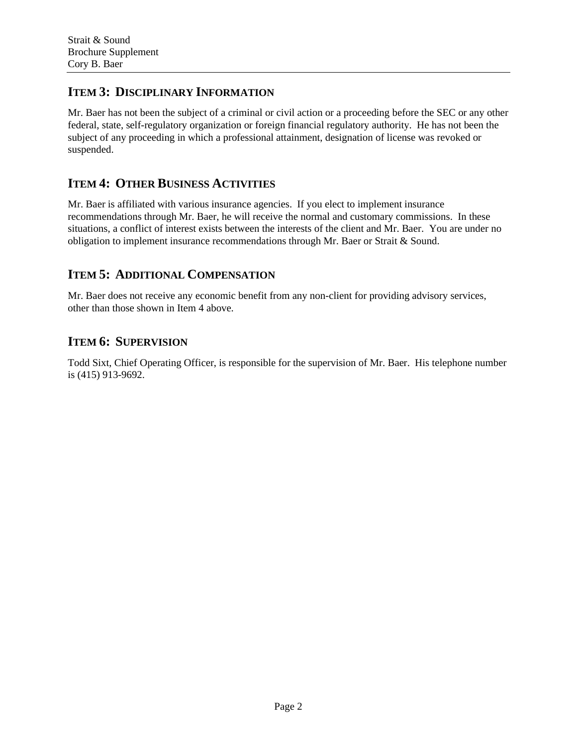## ITEM 3: DISCIPLINARY INFORMATION

Mr. Baer has not been the subject of a criminal or civil action or a proceeding before the SEC or any other federal, state, self-regulatory organization or foreign financial regulatory authority. He has not been the subject of any proceeding in which a professional attainment, designation of license was revoked or suspended.

## ITEM 4: OTHER BUSINESS ACTIVITIES

Mr. Baer is affiliated with various insurance agencies. If you elect to implement insurance recommendations through Mr. Baer, he will receive the normal and customary commissions. In these situations, a conflict of interest exists between the interests of the client and Mr. Baer. You are under no obligation to implement insurance recommendations through Mr. Baer or Strait & Sound.

## ITEM 5: ADDITIONAL COMPENSATION

Mr. Baer does not receive any economic benefit from any non-client for providing advisory services, other than those shown in Item 4 above.

## ITEM 6: SUPERVISION

Todd Sixt, Chief Operating Officer, is responsible for the supervision of Mr. Baer. His telephone number is (415) 913-9692.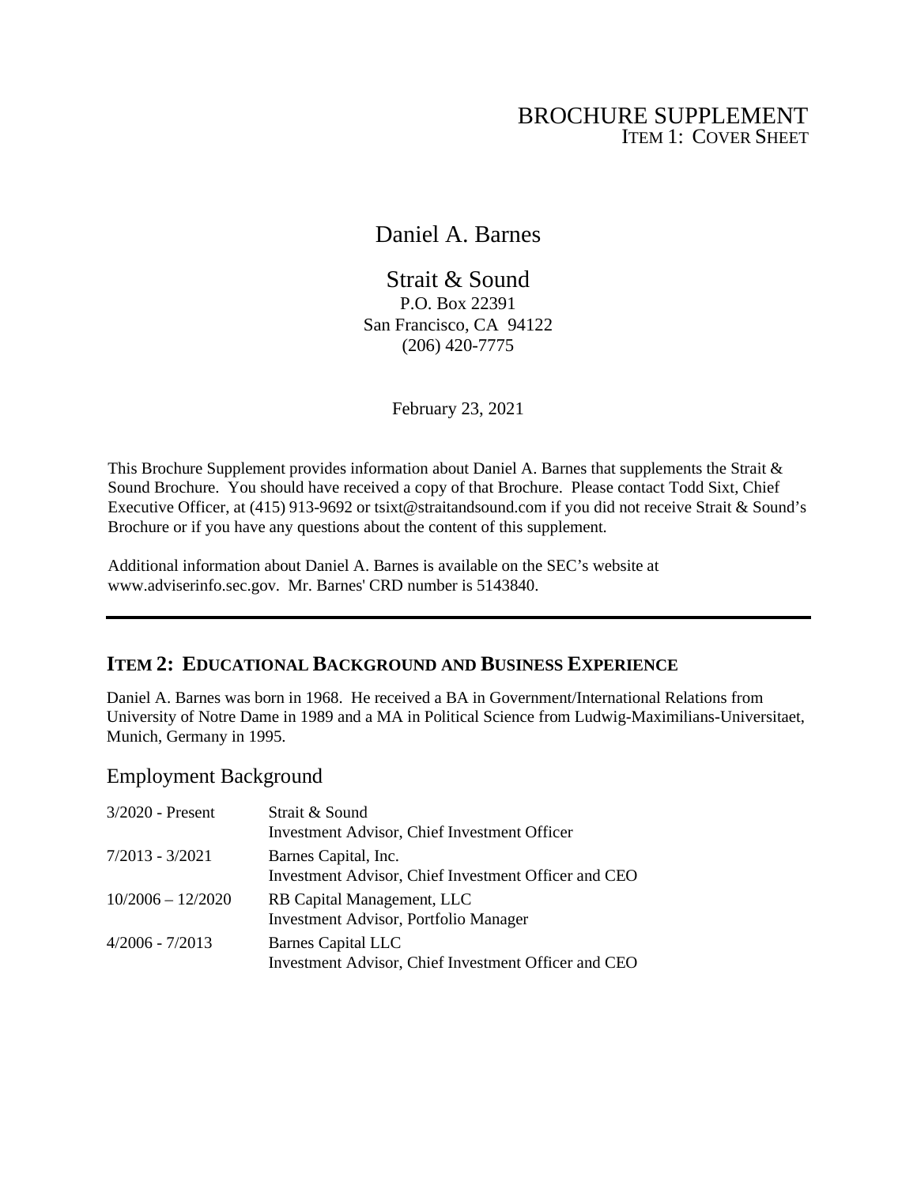# BROCHURE SUPPLEMENT

ITEM 1: COVER SHEET

Daniel A. Barnes

Strait & Sound
P.O. Box 22391
San Francisco, CA 94122
(206) 420-7775

February 23, 2021

This Brochure Supplement provides information about Daniel A. Barnes that supplements the Strait & Sound Brochure. You should have received a copy of that Brochure. Please contact Todd Sixt, Chief Executive Officer, at (415) 913-9692 or tsixt@straitandsound.com if you did not receive Strait & Sound's Brochure or if you have any questions about the content of this supplement.

Additional information about Daniel A. Barnes is available on the SEC's website at www.adviserinfo.sec.gov. Mr. Barnes' CRD number is 5143840.

---

## ITEM 2: EDUCATIONAL BACKGROUND AND BUSINESS EXPERIENCE

Daniel A. Barnes was born in 1968. He received a BA in Government/International Relations from University of Notre Dame in 1989 and a MA in Political Science from Ludwig-Maximilians-Universitaet, Munich, Germany in 1995.

### Employment Background

| | |
|---|---|
| 3/2020 - Present | Strait & Sound<br>Investment Advisor, Chief Investment Officer |
| 7/2013 - 3/2021 | Barnes Capital, Inc.<br>Investment Advisor, Chief Investment Officer and CEO |
| 10/2006 – 12/2020 | RB Capital Management, LLC<br>Investment Advisor, Portfolio Manager |
| 4/2006 - 7/2013 | Barnes Capital LLC<br>Investment Advisor, Chief Investment Officer and CEO |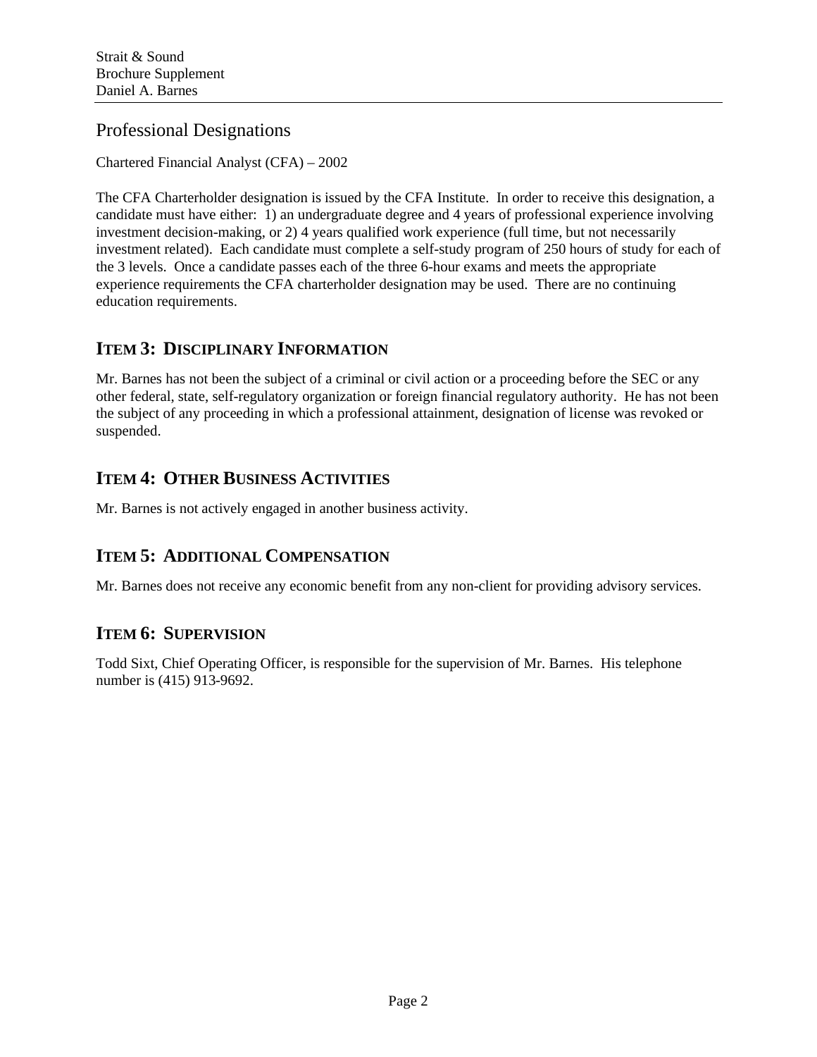## Professional Designations

Chartered Financial Analyst (CFA) – 2002

The CFA Charterholder designation is issued by the CFA Institute. In order to receive this designation, a candidate must have either: 1) an undergraduate degree and 4 years of professional experience involving investment decision-making, or 2) 4 years qualified work experience (full time, but not necessarily investment related). Each candidate must complete a self-study program of 250 hours of study for each of the 3 levels. Once a candidate passes each of the three 6-hour exams and meets the appropriate experience requirements the CFA charterholder designation may be used. There are no continuing education requirements.

## ITEM 3: DISCIPLINARY INFORMATION

Mr. Barnes has not been the subject of a criminal or civil action or a proceeding before the SEC or any other federal, state, self-regulatory organization or foreign financial regulatory authority. He has not been the subject of any proceeding in which a professional attainment, designation of license was revoked or suspended.

## ITEM 4: OTHER BUSINESS ACTIVITIES

Mr. Barnes is not actively engaged in another business activity.

## ITEM 5: ADDITIONAL COMPENSATION

Mr. Barnes does not receive any economic benefit from any non-client for providing advisory services.

## ITEM 6: SUPERVISION

Todd Sixt, Chief Operating Officer, is responsible for the supervision of Mr. Barnes. His telephone number is (415) 913-9692.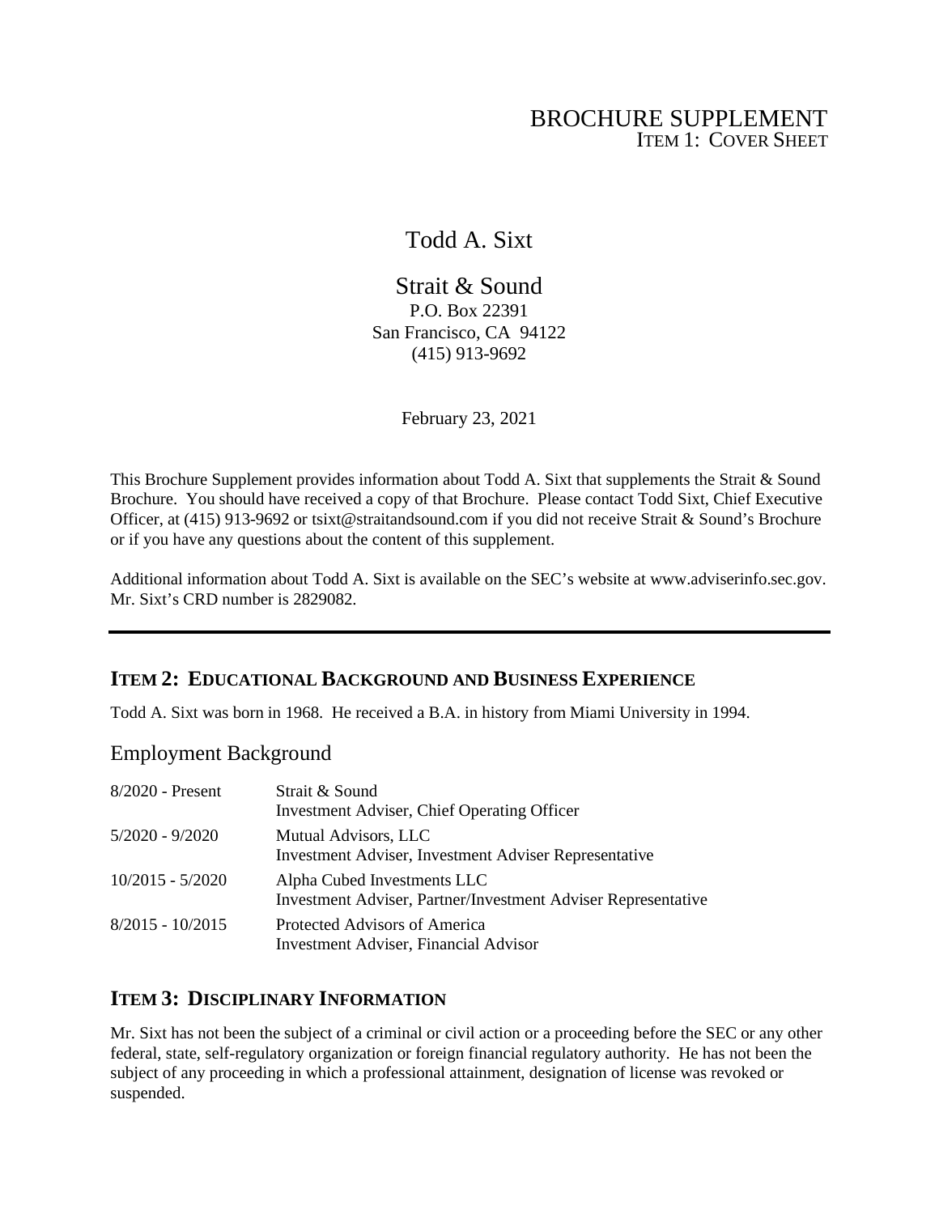# BROCHURE SUPPLEMENT

ITEM 1: COVER SHEET

## Todd A. Sixt

## Strait & Sound

P.O. Box 22391
San Francisco, CA 94122
(415) 913-9692

February 23, 2021

This Brochure Supplement provides information about Todd A. Sixt that supplements the Strait & Sound Brochure. You should have received a copy of that Brochure. Please contact Todd Sixt, Chief Executive Officer, at (415) 913-9692 or tsixt@straitandsound.com if you did not receive Strait & Sound's Brochure or if you have any questions about the content of this supplement.

Additional information about Todd A. Sixt is available on the SEC's website at www.adviserinfo.sec.gov. Mr. Sixt's CRD number is 2829082.

---

## ITEM 2: EDUCATIONAL BACKGROUND AND BUSINESS EXPERIENCE

Todd A. Sixt was born in 1968. He received a B.A. in history from Miami University in 1994.

### Employment Background

| | |
|---|---|
| 8/2020 - Present | Strait & Sound<br>Investment Adviser, Chief Operating Officer |
| 5/2020 - 9/2020 | Mutual Advisors, LLC<br>Investment Adviser, Investment Adviser Representative |
| 10/2015 - 5/2020 | Alpha Cubed Investments LLC<br>Investment Adviser, Partner/Investment Adviser Representative |
| 8/2015 - 10/2015 | Protected Advisors of America<br>Investment Adviser, Financial Advisor |

## ITEM 3: DISCIPLINARY INFORMATION

Mr. Sixt has not been the subject of a criminal or civil action or a proceeding before the SEC or any other federal, state, self-regulatory organization or foreign financial regulatory authority. He has not been the subject of any proceeding in which a professional attainment, designation of license was revoked or suspended.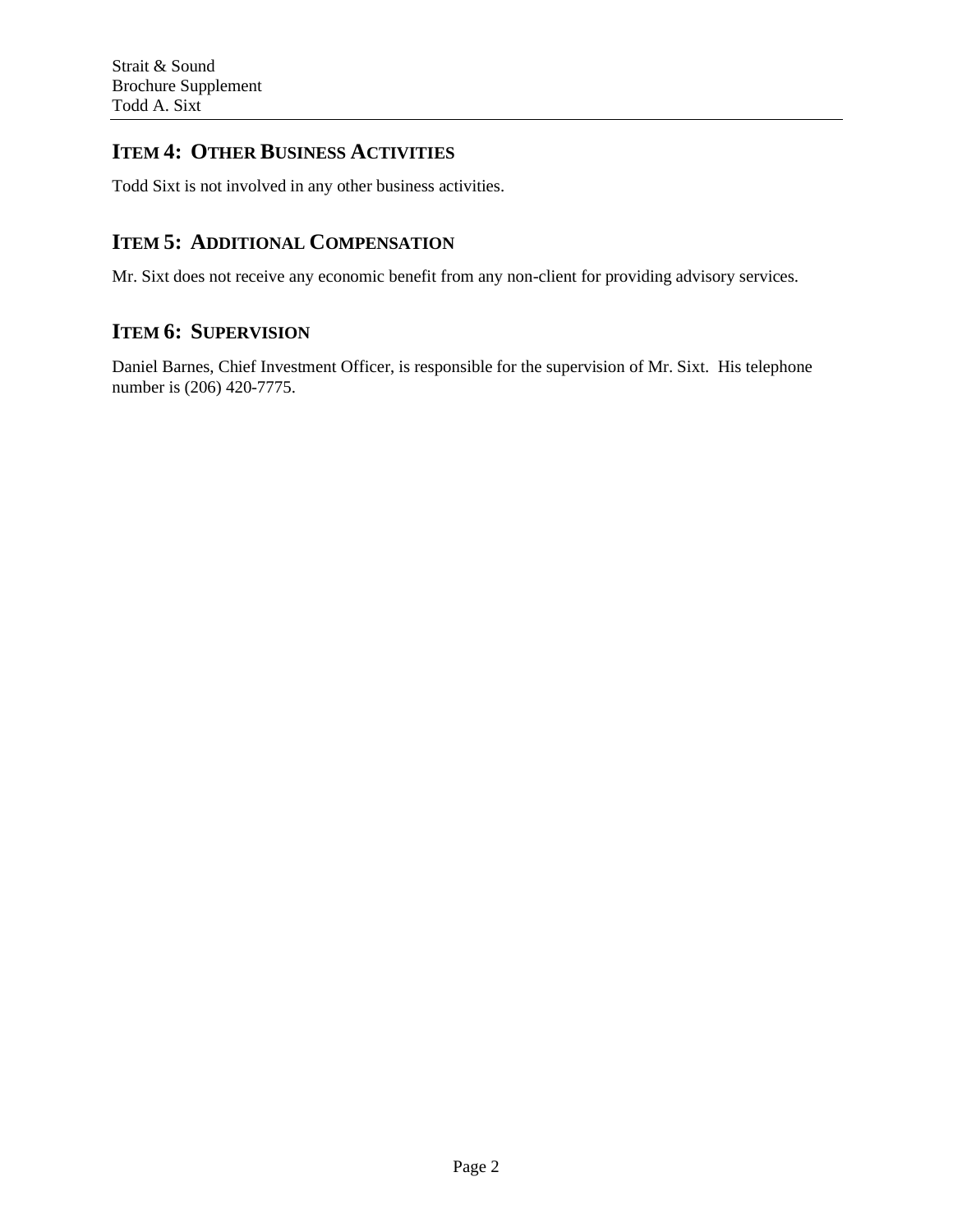## ITEM 4: OTHER BUSINESS ACTIVITIES

Todd Sixt is not involved in any other business activities.

## ITEM 5: ADDITIONAL COMPENSATION

Mr. Sixt does not receive any economic benefit from any non-client for providing advisory services.

## ITEM 6: SUPERVISION

Daniel Barnes, Chief Investment Officer, is responsible for the supervision of Mr. Sixt. His telephone number is (206) 420-7775.